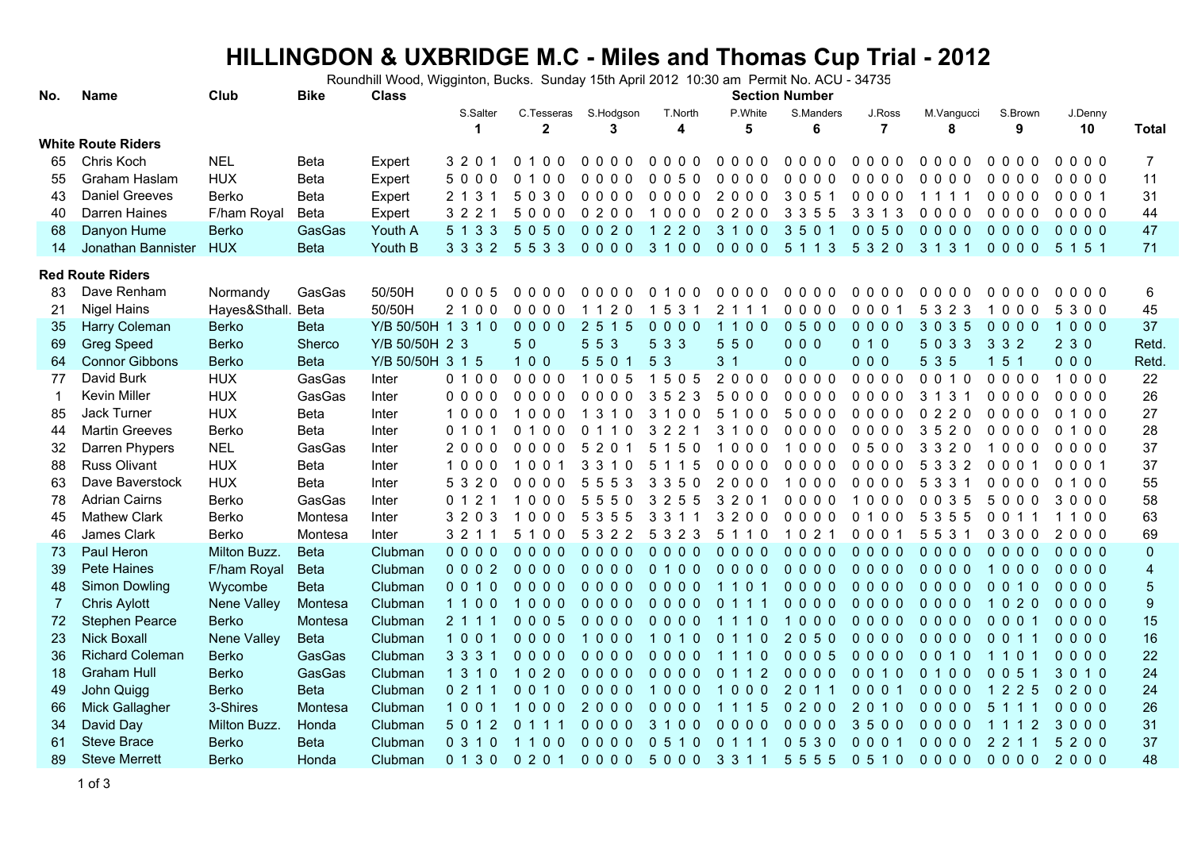# HILLINGDON & UXBRIDGE M.C - Miles and Thomas Cup Trial - 2012

Roundhill Wood, Wigginton, Bucks. Sunday 15th April 2012 10:30 am Permit No. ACU - 34735

| No. | Name | Club | Bike | Class | S.Salter 1 | C.Tesseras 2 | S.Hodgson 3 | T.North 4 | P.White 5 | S.Manders 6 | J.Ross 7 | M.Vangucci 8 | S.Brown 9 | J.Denny 10 | Total |
|---|---|---|---|---|---|---|---|---|---|---|---|---|---|---|---|
| **White Route Riders** | | | | | | | | | | | | | | | |
| 65 | Chris Koch | NEL | Beta | Expert | 3 2 0 1 | 0 1 0 0 | 0 0 0 0 | 0 0 0 0 | 0 0 0 0 | 0 0 0 0 | 0 0 0 0 | 0 0 0 0 | 0 0 0 0 | 0 0 0 0 | 7 |
| 55 | Graham Haslam | HUX | Beta | Expert | 5 0 0 0 | 0 1 0 0 | 0 0 0 0 | 0 0 5 0 | 0 0 0 0 | 0 0 0 0 | 0 0 0 0 | 0 0 0 0 | 0 0 0 0 | 0 0 0 0 | 11 |
| 43 | Daniel Greeves | Berko | Beta | Expert | 2 1 3 1 | 5 0 3 0 | 0 0 0 0 | 0 0 0 0 | 2 0 0 0 | 3 0 5 1 | 0 0 0 0 | 1 1 1 1 | 0 0 0 0 | 0 0 0 1 | 31 |
| 40 | Darren Haines | F/ham Royal | Beta | Expert | 3 2 2 1 | 5 0 0 0 | 0 2 0 0 | 1 0 0 0 | 0 2 0 0 | 3 3 5 5 | 3 3 1 3 | 0 0 0 0 | 0 0 0 0 | 0 0 0 0 | 44 |
| 68 | Danyon Hume | Berko | GasGas | Youth A | 5 1 3 3 | 5 0 5 0 | 0 0 2 0 | 1 2 2 0 | 3 1 0 0 | 3 5 0 1 | 0 0 5 0 | 0 0 0 0 | 0 0 0 0 | 0 0 0 0 | 47 |
| 14 | Jonathan Bannister | HUX | Beta | Youth B | 3 3 3 2 | 5 5 3 3 | 0 0 0 0 | 3 1 0 0 | 0 0 0 0 | 5 1 1 3 | 5 3 2 0 | 3 1 3 1 | 0 0 0 0 | 5 1 5 1 | 71 |
| **Red Route Riders** | | | | | | | | | | | | | | | |
| 83 | Dave Renham | Normandy | GasGas | 50/50H | 0 0 0 5 | 0 0 0 0 | 0 0 0 0 | 0 1 0 0 | 0 0 0 0 | 0 0 0 0 | 0 0 0 0 | 0 0 0 0 | 0 0 0 0 | 0 0 0 0 | 6 |
| 21 | Nigel Hains | Hayes&Sthall. | Beta | 50/50H | 2 1 0 0 | 0 0 0 0 | 1 1 2 0 | 1 5 3 1 | 2 1 1 1 | 0 0 0 0 | 0 0 0 1 | 5 3 2 3 | 1 0 0 0 | 5 3 0 0 | 45 |
| 35 | Harry Coleman | Berko | Beta | Y/B 50/50H | 1 3 1 0 | 0 0 0 0 | 2 5 1 5 | 0 0 0 0 | 1 1 0 0 | 0 5 0 0 | 0 0 0 0 | 3 0 3 5 | 0 0 0 0 | 1 0 0 0 | 37 |
| 69 | Greg Speed | Berko | Sherco | Y/B 50/50H | 2 3 | 5 0 | 5 5 3 | 5 3 3 | 5 5 0 | 0 0 0 | 0 1 0 | 5 0 3 3 | 3 3 2 | 2 3 0 | Retd. |
| 64 | Connor Gibbons | Berko | Beta | Y/B 50/50H | 3 1 5 | 1 0 0 | 5 5 0 1 | 5 3 | 3 1 | 0 0 | 0 0 0 | 5 3 5 | 1 5 1 | 0 0 0 | Retd. |
| 77 | David Burk | HUX | GasGas | Inter | 0 1 0 0 | 0 0 0 0 | 1 0 0 5 | 1 5 0 5 | 2 0 0 0 | 0 0 0 0 | 0 0 0 0 | 0 0 1 0 | 0 0 0 0 | 1 0 0 0 | 22 |
| 1 | Kevin Miller | HUX | GasGas | Inter | 0 0 0 0 | 0 0 0 0 | 0 0 0 0 | 3 5 2 3 | 5 0 0 0 | 0 0 0 0 | 0 0 0 0 | 3 1 3 1 | 0 0 0 0 | 0 0 0 0 | 26 |
| 85 | Jack Turner | HUX | Beta | Inter | 1 0 0 0 | 1 0 0 0 | 1 3 1 0 | 3 1 0 0 | 5 1 0 0 | 5 0 0 0 | 0 0 0 0 | 0 2 2 0 | 0 0 0 0 | 0 1 0 0 | 27 |
| 44 | Martin Greeves | Berko | Beta | Inter | 0 1 0 1 | 0 1 0 0 | 0 1 1 0 | 3 2 2 1 | 3 1 0 0 | 0 0 0 0 | 0 0 0 0 | 3 5 2 0 | 0 0 0 0 | 0 1 0 0 | 28 |
| 32 | Darren Phypers | NEL | GasGas | Inter | 2 0 0 0 | 0 0 0 0 | 5 2 0 1 | 5 1 5 0 | 1 0 0 0 | 1 0 0 0 | 0 5 0 0 | 3 3 2 0 | 1 0 0 0 | 0 0 0 0 | 37 |
| 88 | Russ Olivant | HUX | Beta | Inter | 1 0 0 0 | 1 0 0 1 | 3 3 1 0 | 5 1 1 5 | 0 0 0 0 | 0 0 0 0 | 0 0 0 0 | 5 3 3 2 | 0 0 0 1 | 0 0 0 1 | 37 |
| 63 | Dave Baverstock | HUX | Beta | Inter | 5 3 2 0 | 0 0 0 0 | 5 5 5 3 | 3 3 5 0 | 2 0 0 0 | 1 0 0 0 | 0 0 0 0 | 5 3 3 1 | 0 0 0 0 | 0 1 0 0 | 55 |
| 78 | Adrian Cairns | Berko | GasGas | Inter | 0 1 2 1 | 1 0 0 0 | 5 5 5 0 | 3 2 5 5 | 3 2 0 1 | 0 0 0 0 | 1 0 0 0 | 0 0 3 5 | 5 0 0 0 | 3 0 0 0 | 58 |
| 45 | Mathew Clark | Berko | Montesa | Inter | 3 2 0 3 | 1 0 0 0 | 5 3 5 5 | 3 3 1 1 | 3 2 0 0 | 0 0 0 0 | 0 1 0 0 | 5 3 5 5 | 0 0 1 1 | 1 1 0 0 | 63 |
| 46 | James Clark | Berko | Montesa | Inter | 3 2 1 1 | 5 1 0 0 | 5 3 2 2 | 5 3 2 3 | 5 1 1 0 | 1 0 2 1 | 0 0 0 1 | 5 5 3 1 | 0 3 0 0 | 2 0 0 0 | 69 |
| 73 | Paul Heron | Milton Buzz. | Beta | Clubman | 0 0 0 0 | 0 0 0 0 | 0 0 0 0 | 0 0 0 0 | 0 0 0 0 | 0 0 0 0 | 0 0 0 0 | 0 0 0 0 | 0 0 0 0 | 0 0 0 0 | 0 |
| 39 | Pete Haines | F/ham Royal | Beta | Clubman | 0 0 0 2 | 0 0 0 0 | 0 0 0 0 | 0 1 0 0 | 0 0 0 0 | 0 0 0 0 | 0 0 0 0 | 0 0 0 0 | 1 0 0 0 | 0 0 0 0 | 4 |
| 48 | Simon Dowling | Wycombe | Beta | Clubman | 0 0 1 0 | 0 0 0 0 | 0 0 0 0 | 0 0 0 0 | 1 1 0 1 | 0 0 0 0 | 0 0 0 0 | 0 0 0 0 | 0 0 1 0 | 0 0 0 0 | 5 |
| 7 | Chris Aylott | Nene Valley | Montesa | Clubman | 1 1 0 0 | 1 0 0 0 | 0 0 0 0 | 0 0 0 0 | 0 1 1 1 | 0 0 0 0 | 0 0 0 0 | 0 0 0 0 | 1 0 2 0 | 0 0 0 0 | 9 |
| 72 | Stephen Pearce | Berko | Montesa | Clubman | 2 1 1 1 | 0 0 0 5 | 0 0 0 0 | 0 0 0 0 | 1 1 1 0 | 1 0 0 0 | 0 0 0 0 | 0 0 0 0 | 0 0 0 1 | 0 0 0 0 | 15 |
| 23 | Nick Boxall | Nene Valley | Beta | Clubman | 1 0 0 1 | 0 0 0 0 | 1 0 0 0 | 1 0 1 0 | 0 1 1 0 | 2 0 5 0 | 0 0 0 0 | 0 0 0 0 | 0 0 1 1 | 0 0 0 0 | 16 |
| 36 | Richard Coleman | Berko | GasGas | Clubman | 3 3 3 1 | 0 0 0 0 | 0 0 0 0 | 0 0 0 0 | 1 1 1 0 | 0 0 0 5 | 0 0 0 0 | 0 0 1 0 | 1 1 0 1 | 0 0 0 0 | 22 |
| 18 | Graham Hull | Berko | GasGas | Clubman | 1 3 1 0 | 1 0 2 0 | 0 0 0 0 | 0 0 0 0 | 0 1 1 2 | 0 0 0 0 | 0 0 1 0 | 0 1 0 0 | 0 0 5 1 | 3 0 1 0 | 24 |
| 49 | John Quigg | Berko | Beta | Clubman | 0 2 1 1 | 0 0 1 0 | 0 0 0 0 | 1 0 0 0 | 1 0 0 0 | 2 0 1 1 | 0 0 0 1 | 0 0 0 0 | 1 2 2 5 | 0 2 0 0 | 24 |
| 66 | Mick Gallagher | 3-Shires | Montesa | Clubman | 1 0 0 1 | 1 0 0 0 | 2 0 0 0 | 0 0 0 0 | 1 1 1 5 | 0 2 0 0 | 2 0 1 0 | 0 0 0 0 | 5 1 1 1 | 0 0 0 0 | 26 |
| 34 | David Day | Milton Buzz. | Honda | Clubman | 5 0 1 2 | 0 1 1 1 | 0 0 0 0 | 3 1 0 0 | 0 0 0 0 | 0 0 0 0 | 3 5 0 0 | 0 0 0 0 | 1 1 1 2 | 3 0 0 0 | 31 |
| 61 | Steve Brace | Berko | Beta | Clubman | 0 3 1 0 | 1 1 0 0 | 0 0 0 0 | 0 5 1 0 | 0 1 1 1 | 0 5 3 0 | 0 0 0 1 | 0 0 0 0 | 2 2 1 1 | 5 2 0 0 | 37 |
| 89 | Steve Merrett | Berko | Honda | Clubman | 0 1 3 0 | 0 2 0 1 | 0 0 0 0 | 5 0 0 0 | 3 3 1 1 | 5 5 5 5 | 0 5 1 0 | 0 0 0 0 | 0 0 0 0 | 2 0 0 0 | 48 |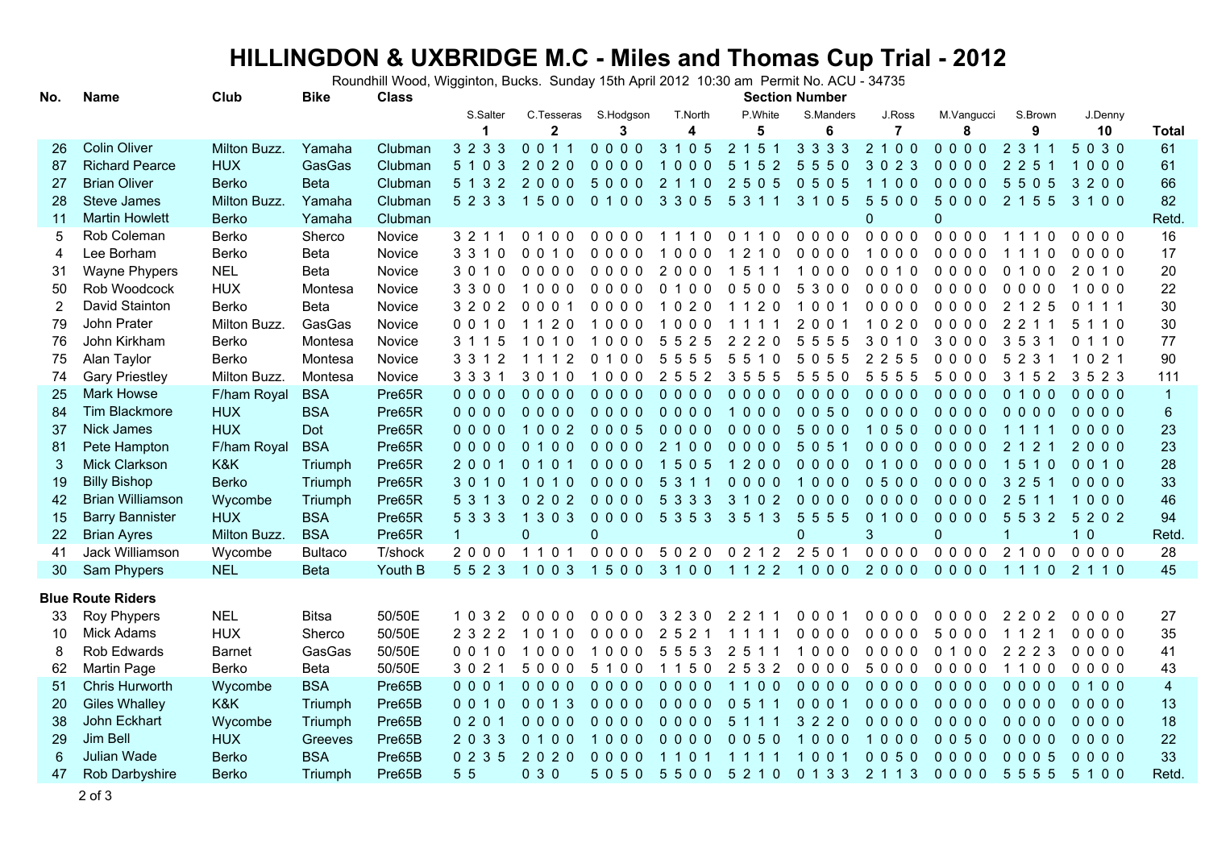# HILLINGDON & UXBRIDGE M.C - Miles and Thomas Cup Trial - 2012

Roundhill Wood, Wigginton, Bucks. Sunday 15th April 2012 10:30 am Permit No. ACU - 34735

| No. | Name | Club | Bike | Class | S.Salter 1 | C.Tesseras 2 | S.Hodgson 3 | T.North 4 | P.White 5 | S.Manders 6 | J.Ross 7 | M.Vangucci 8 | S.Brown 9 | J.Denny 10 | Total |
|---|---|---|---|---|---|---|---|---|---|---|---|---|---|---|---|
| 26 | Colin Oliver | Milton Buzz. | Yamaha | Clubman | 3 2 3 3 | 0 0 1 1 | 0 0 0 0 | 3 1 0 5 | 2 1 5 1 | 3 3 3 3 | 2 1 0 0 | 0 0 0 0 | 2 3 1 1 | 5 0 3 0 | 61 |
| 87 | Richard Pearce | HUX | GasGas | Clubman | 5 1 0 3 | 2 0 2 0 | 0 0 0 0 | 1 0 0 0 | 5 1 5 2 | 5 5 5 0 | 3 0 2 3 | 0 0 0 0 | 2 2 5 1 | 1 0 0 0 | 61 |
| 27 | Brian Oliver | Berko | Beta | Clubman | 5 1 3 2 | 2 0 0 0 | 5 0 0 0 | 2 1 1 0 | 2 5 0 5 | 0 5 0 5 | 1 1 0 0 | 0 0 0 0 | 5 5 0 5 | 3 2 0 0 | 66 |
| 28 | Steve James | Milton Buzz. | Yamaha | Clubman | 5 2 3 3 | 1 5 0 0 | 0 1 0 0 | 3 3 0 5 | 5 3 1 1 | 3 1 0 5 | 5 5 0 0 | 5 0 0 0 | 2 1 5 5 | 3 1 0 0 | 82 |
| 11 | Martin Howlett | Berko | Yamaha | Clubman | | | | | | | 0 | 0 | | | Retd. |
| 5 | Rob Coleman | Berko | Sherco | Novice | 3 2 1 1 | 0 1 0 0 | 0 0 0 0 | 1 1 1 0 | 0 1 1 0 | 0 0 0 0 | 0 0 0 0 | 0 0 0 0 | 1 1 1 0 | 0 0 0 0 | 16 |
| 4 | Lee Borham | Berko | Beta | Novice | 3 3 1 0 | 0 0 1 0 | 0 0 0 0 | 1 0 0 0 | 1 2 1 0 | 0 0 0 0 | 1 0 0 0 | 0 0 0 0 | 1 1 1 0 | 0 0 0 0 | 17 |
| 31 | Wayne Phypers | NEL | Beta | Novice | 3 0 1 0 | 0 0 0 0 | 0 0 0 0 | 2 0 0 0 | 1 5 1 1 | 1 0 0 0 | 0 0 1 0 | 0 0 0 0 | 0 1 0 0 | 2 0 1 0 | 20 |
| 50 | Rob Woodcock | HUX | Montesa | Novice | 3 3 0 0 | 1 0 0 0 | 0 0 0 0 | 0 1 0 0 | 0 5 0 0 | 5 3 0 0 | 0 0 0 0 | 0 0 0 0 | 0 0 0 0 | 1 0 0 0 | 22 |
| 2 | David Stainton | Berko | Beta | Novice | 3 2 0 2 | 0 0 0 1 | 0 0 0 0 | 1 0 2 0 | 1 1 2 0 | 1 0 0 1 | 0 0 0 0 | 0 0 0 0 | 2 1 2 5 | 0 1 1 1 | 30 |
| 79 | John Prater | Milton Buzz. | GasGas | Novice | 0 0 1 0 | 1 1 2 0 | 1 0 0 0 | 1 0 0 0 | 1 1 1 1 | 2 0 0 1 | 1 0 2 0 | 0 0 0 0 | 2 2 1 1 | 5 1 1 0 | 30 |
| 76 | John Kirkham | Berko | Montesa | Novice | 3 1 1 5 | 1 0 1 0 | 1 0 0 0 | 5 5 2 5 | 2 2 2 0 | 5 5 5 5 | 3 0 1 0 | 3 0 0 0 | 3 5 3 1 | 0 1 1 0 | 77 |
| 75 | Alan Taylor | Berko | Montesa | Novice | 3 3 1 2 | 1 1 1 2 | 0 1 0 0 | 5 5 5 5 | 5 5 1 0 | 5 0 5 5 | 2 2 5 5 | 0 0 0 0 | 5 2 3 1 | 1 0 2 1 | 90 |
| 74 | Gary Priestley | Milton Buzz. | Montesa | Novice | 3 3 3 1 | 3 0 1 0 | 1 0 0 0 | 2 5 5 2 | 3 5 5 5 | 5 5 5 0 | 5 5 5 5 | 5 0 0 0 | 3 1 5 2 | 3 5 2 3 | 111 |
| 25 | Mark Howse | F/ham Royal | BSA | Pre65R | 0 0 0 0 | 0 0 0 0 | 0 0 0 0 | 0 0 0 0 | 0 0 0 0 | 0 0 0 0 | 0 0 0 0 | 0 0 0 0 | 0 1 0 0 | 0 0 0 0 | 1 |
| 84 | Tim Blackmore | HUX | BSA | Pre65R | 0 0 0 0 | 0 0 0 0 | 0 0 0 0 | 0 0 0 0 | 1 0 0 0 | 0 0 5 0 | 0 0 0 0 | 0 0 0 0 | 0 0 0 0 | 0 0 0 0 | 6 |
| 37 | Nick James | HUX | Dot | Pre65R | 0 0 0 0 | 1 0 0 2 | 0 0 0 5 | 0 0 0 0 | 0 0 0 0 | 5 0 0 0 | 1 0 5 0 | 0 0 0 0 | 1 1 1 1 | 0 0 0 0 | 23 |
| 81 | Pete Hampton | F/ham Royal | BSA | Pre65R | 0 0 0 0 | 0 1 0 0 | 0 0 0 0 | 2 1 0 0 | 0 0 0 0 | 5 0 5 1 | 0 0 0 0 | 0 0 0 0 | 2 1 2 1 | 2 0 0 0 | 23 |
| 3 | Mick Clarkson | K&K | Triumph | Pre65R | 2 0 0 1 | 0 1 0 1 | 0 0 0 0 | 1 5 0 5 | 1 2 0 0 | 0 0 0 0 | 0 1 0 0 | 0 0 0 0 | 1 5 1 0 | 0 0 1 0 | 28 |
| 19 | Billy Bishop | Berko | Triumph | Pre65R | 3 0 1 0 | 1 0 1 0 | 0 0 0 0 | 5 3 1 1 | 0 0 0 0 | 1 0 0 0 | 0 5 0 0 | 0 0 0 0 | 3 2 5 1 | 0 0 0 0 | 33 |
| 42 | Brian Williamson | Wycombe | Triumph | Pre65R | 5 3 1 3 | 0 2 0 2 | 0 0 0 0 | 5 3 3 3 | 3 1 0 2 | 0 0 0 0 | 0 0 0 0 | 0 0 0 0 | 2 5 1 1 | 1 0 0 0 | 46 |
| 15 | Barry Bannister | HUX | BSA | Pre65R | 5 3 3 3 | 1 3 0 3 | 0 0 0 0 | 5 3 5 3 | 3 5 1 3 | 5 5 5 5 | 0 1 0 0 | 0 0 0 0 | 5 5 3 2 | 5 2 0 2 | 94 |
| 22 | Brian Ayres | Milton Buzz. | BSA | Pre65R | 1 | 0 | 0 | | | 0 | 3 | 0 | 1 | 1 0 | Retd. |
| 41 | Jack Williamson | Wycombe | Bultaco | T/shock | 2 0 0 0 | 1 1 0 1 | 0 0 0 0 | 5 0 2 0 | 0 2 1 2 | 2 5 0 1 | 0 0 0 0 | 0 0 0 0 | 2 1 0 0 | 0 0 0 0 | 28 |
| 30 | Sam Phypers | NEL | Beta | Youth B | 5 5 2 3 | 1 0 0 3 | 1 5 0 0 | 3 1 0 0 | 1 1 2 2 | 1 0 0 0 | 2 0 0 0 | 0 0 0 0 | 1 1 1 0 | 2 1 1 0 | 45 |
| **Blue Route Riders** | | | | | | | | | | | | | | | |
| 33 | Roy Phypers | NEL | Bitsa | 50/50E | 1 0 3 2 | 0 0 0 0 | 0 0 0 0 | 3 2 3 0 | 2 2 1 1 | 0 0 0 1 | 0 0 0 0 | 0 0 0 0 | 2 2 0 2 | 0 0 0 0 | 27 |
| 10 | Mick Adams | HUX | Sherco | 50/50E | 2 3 2 2 | 1 0 1 0 | 0 0 0 0 | 2 5 2 1 | 1 1 1 1 | 0 0 0 0 | 0 0 0 0 | 5 0 0 0 | 1 1 2 1 | 0 0 0 0 | 35 |
| 8 | Rob Edwards | Barnet | GasGas | 50/50E | 0 0 1 0 | 1 0 0 0 | 1 0 0 0 | 5 5 5 3 | 2 5 1 1 | 1 0 0 0 | 0 0 0 0 | 0 1 0 0 | 2 2 2 3 | 0 0 0 0 | 41 |
| 62 | Martin Page | Berko | Beta | 50/50E | 3 0 2 1 | 5 0 0 0 | 5 1 0 0 | 1 1 5 0 | 2 5 3 2 | 0 0 0 0 | 5 0 0 0 | 0 0 0 0 | 1 1 0 0 | 0 0 0 0 | 43 |
| 51 | Chris Hurworth | Wycombe | BSA | Pre65B | 0 0 0 1 | 0 0 0 0 | 0 0 0 0 | 0 0 0 0 | 1 1 0 0 | 0 0 0 0 | 0 0 0 0 | 0 0 0 0 | 0 0 0 0 | 0 1 0 0 | 4 |
| 20 | Giles Whalley | K&K | Triumph | Pre65B | 0 0 1 0 | 0 0 1 3 | 0 0 0 0 | 0 0 0 0 | 0 5 1 1 | 0 0 0 1 | 0 0 0 0 | 0 0 0 0 | 0 0 0 0 | 0 0 0 0 | 13 |
| 38 | John Eckhart | Wycombe | Triumph | Pre65B | 0 2 0 1 | 0 0 0 0 | 0 0 0 0 | 0 0 0 0 | 5 1 1 1 | 3 2 2 0 | 0 0 0 0 | 0 0 0 0 | 0 0 0 0 | 0 0 0 0 | 18 |
| 29 | Jim Bell | HUX | Greeves | Pre65B | 2 0 3 3 | 0 1 0 0 | 1 0 0 0 | 0 0 0 0 | 0 0 5 0 | 1 0 0 0 | 1 0 0 0 | 0 0 5 0 | 0 0 0 0 | 0 0 0 0 | 22 |
| 6 | Julian Wade | Berko | BSA | Pre65B | 0 2 3 5 | 2 0 2 0 | 0 0 0 0 | 1 1 0 1 | 1 1 1 1 | 1 0 0 1 | 0 0 5 0 | 0 0 0 0 | 0 0 0 5 | 0 0 0 0 | 33 |
| 47 | Rob Darbyshire | Berko | Triumph | Pre65B | 5 5 | 0 3 0 | 5 0 5 0 | 5 5 0 0 | 5 2 1 0 | 0 1 3 3 | 2 1 1 3 | 0 0 0 0 | 5 5 5 5 | 5 1 0 0 | Retd. |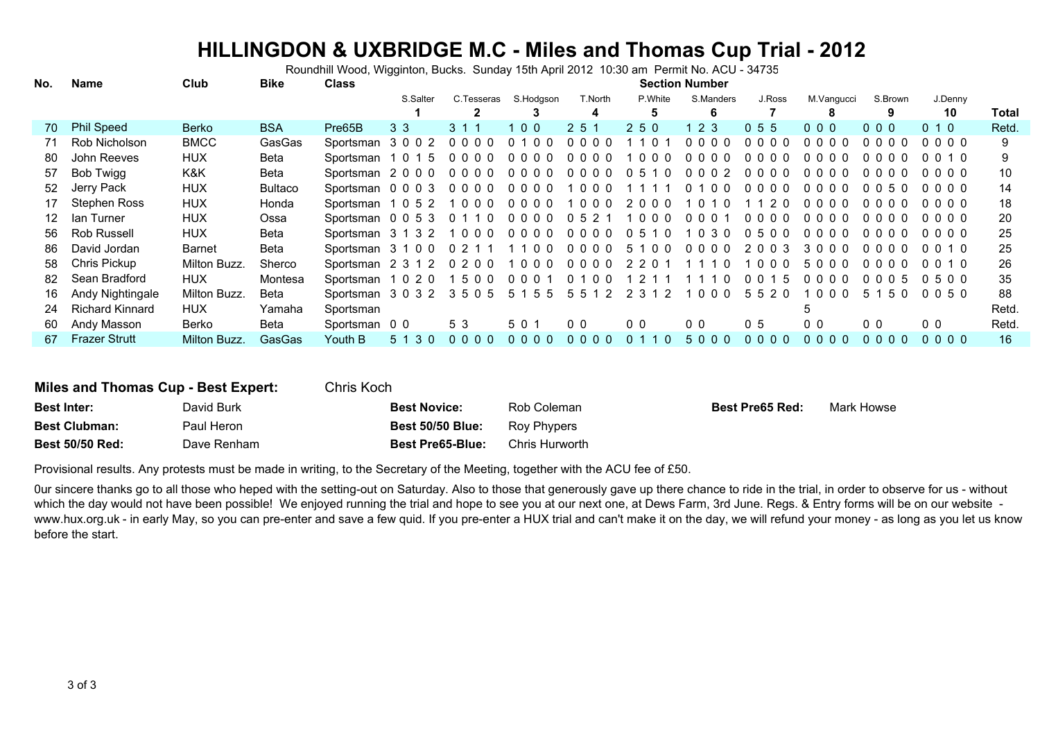# HILLINGDON & UXBRIDGE M.C - Miles and Thomas Cup Trial - 2012

Roundhill Wood, Wigginton, Bucks. Sunday 15th April 2012 10:30 am Permit No. ACU - 34735

| No. | Name | Club | Bike | Class | Section Number | | | | | | | | | | |
|---|---|---|---|---|---|---|---|---|---|---|---|---|---|---|---|
| | | | | | S.Salter | C.Tesseras | S.Hodgson | T.North | P.White | S.Manders | J.Ross | M.Vangucci | S.Brown | J.Denny | |
| | | | | | 1 | 2 | 3 | 4 | 5 | 6 | 7 | 8 | 9 | 10 | Total |
| 70 | Phil Speed | Berko | BSA | Pre65B | 3 3 | 3 1 1 | 1 0 0 | 2 5 1 | 2 5 0 | 1 2 3 | 0 5 5 | 0 0 0 | 0 0 0 | 0 1 0 | Retd. |
| 71 | Rob Nicholson | BMCC | GasGas | Sportsman | 3 0 0 2 | 0 0 0 0 | 0 1 0 0 | 0 0 0 0 | 1 1 0 1 | 0 0 0 0 | 0 0 0 0 | 0 0 0 0 | 0 0 0 0 | 0 0 0 0 | 9 |
| 80 | John Reeves | HUX | Beta | Sportsman | 1 0 1 5 | 0 0 0 0 | 0 0 0 0 | 0 0 0 0 | 1 0 0 0 | 0 0 0 0 | 0 0 0 0 | 0 0 0 0 | 0 0 0 0 | 0 0 1 0 | 9 |
| 57 | Bob Twigg | K&K | Beta | Sportsman | 2 0 0 0 | 0 0 0 0 | 0 0 0 0 | 0 0 0 0 | 0 5 1 0 | 0 0 0 2 | 0 0 0 0 | 0 0 0 0 | 0 0 0 0 | 0 0 0 0 | 10 |
| 52 | Jerry Pack | HUX | Bultaco | Sportsman | 0 0 0 3 | 0 0 0 0 | 0 0 0 0 | 1 0 0 0 | 1 1 1 1 | 0 1 0 0 | 0 0 0 0 | 0 0 0 0 | 0 0 5 0 | 0 0 0 0 | 14 |
| 17 | Stephen Ross | HUX | Honda | Sportsman | 1 0 5 2 | 1 0 0 0 | 0 0 0 0 | 1 0 0 0 | 2 0 0 0 | 1 0 1 0 | 1 1 2 0 | 0 0 0 0 | 0 0 0 0 | 0 0 0 0 | 18 |
| 12 | Ian Turner | HUX | Ossa | Sportsman | 0 0 5 3 | 0 1 1 0 | 0 0 0 0 | 0 5 2 1 | 1 0 0 0 | 0 0 0 1 | 0 0 0 0 | 0 0 0 0 | 0 0 0 0 | 0 0 0 0 | 20 |
| 56 | Rob Russell | HUX | Beta | Sportsman | 3 1 3 2 | 1 0 0 0 | 0 0 0 0 | 0 0 0 0 | 0 5 1 0 | 1 0 3 0 | 0 5 0 0 | 0 0 0 0 | 0 0 0 0 | 0 0 0 0 | 25 |
| 86 | David Jordan | Barnet | Beta | Sportsman | 3 1 0 0 | 0 2 1 1 | 1 1 0 0 | 0 0 0 0 | 5 1 0 0 | 0 0 0 0 | 2 0 0 3 | 3 0 0 0 | 0 0 0 0 | 0 0 1 0 | 25 |
| 58 | Chris Pickup | Milton Buzz. | Sherco | Sportsman | 2 3 1 2 | 0 2 0 0 | 1 0 0 0 | 0 0 0 0 | 2 2 0 1 | 1 1 1 0 | 1 0 0 0 | 5 0 0 0 | 0 0 0 0 | 0 0 1 0 | 26 |
| 82 | Sean Bradford | HUX | Montesa | Sportsman | 1 0 2 0 | 1 5 0 0 | 0 0 0 1 | 0 1 0 0 | 1 2 1 1 | 1 1 1 0 | 0 0 1 5 | 0 0 0 0 | 0 0 0 5 | 0 5 0 0 | 35 |
| 16 | Andy Nightingale | Milton Buzz. | Beta | Sportsman | 3 0 3 2 | 3 5 0 5 | 5 1 5 5 | 5 5 1 2 | 2 3 1 2 | 1 0 0 0 | 5 5 2 0 | 1 0 0 0 | 5 1 5 0 | 0 0 5 0 | 88 |
| 24 | Richard Kinnard | HUX | Yamaha | Sportsman | | | | | | | | 5 | | | Retd. |
| 60 | Andy Masson | Berko | Beta | Sportsman | 0 0 | 5 3 | 5 0 1 | 0 0 | 0 0 | 0 0 | 0 5 | 0 0 | 0 0 | 0 0 | Retd. |
| 67 | Frazer Strutt | Milton Buzz. | GasGas | Youth B | 5 1 3 0 | 0 0 0 0 | 0 0 0 0 | 0 0 0 0 | 0 1 1 0 | 5 0 0 0 | 0 0 0 0 | 0 0 0 0 | 0 0 0 0 | 0 0 0 0 | 16 |

**Miles and Thomas Cup - Best Expert:** Chris Koch

**Best Inter:** David Burk
**Best Clubman:** Paul Heron
**Best 50/50 Red:** Dave Renham

**Best Novice:** Rob Coleman
**Best 50/50 Blue:** Roy Phypers
**Best Pre65-Blue:** Chris Hurworth

**Best Pre65 Red:** Mark Howse

Provisional results. Any protests must be made in writing, to the Secretary of the Meeting, together with the ACU fee of £50.

0ur sincere thanks go to all those who heped with the setting-out on Saturday. Also to those that generously gave up there chance to ride in the trial, in order to observe for us - without which the day would not have been possible! We enjoyed running the trial and hope to see you at our next one, at Dews Farm, 3rd June. Regs. & Entry forms will be on our website - www.hux.org.uk - in early May, so you can pre-enter and save a few quid. If you pre-enter a HUX trial and can't make it on the day, we will refund your money - as long as you let us know before the start.